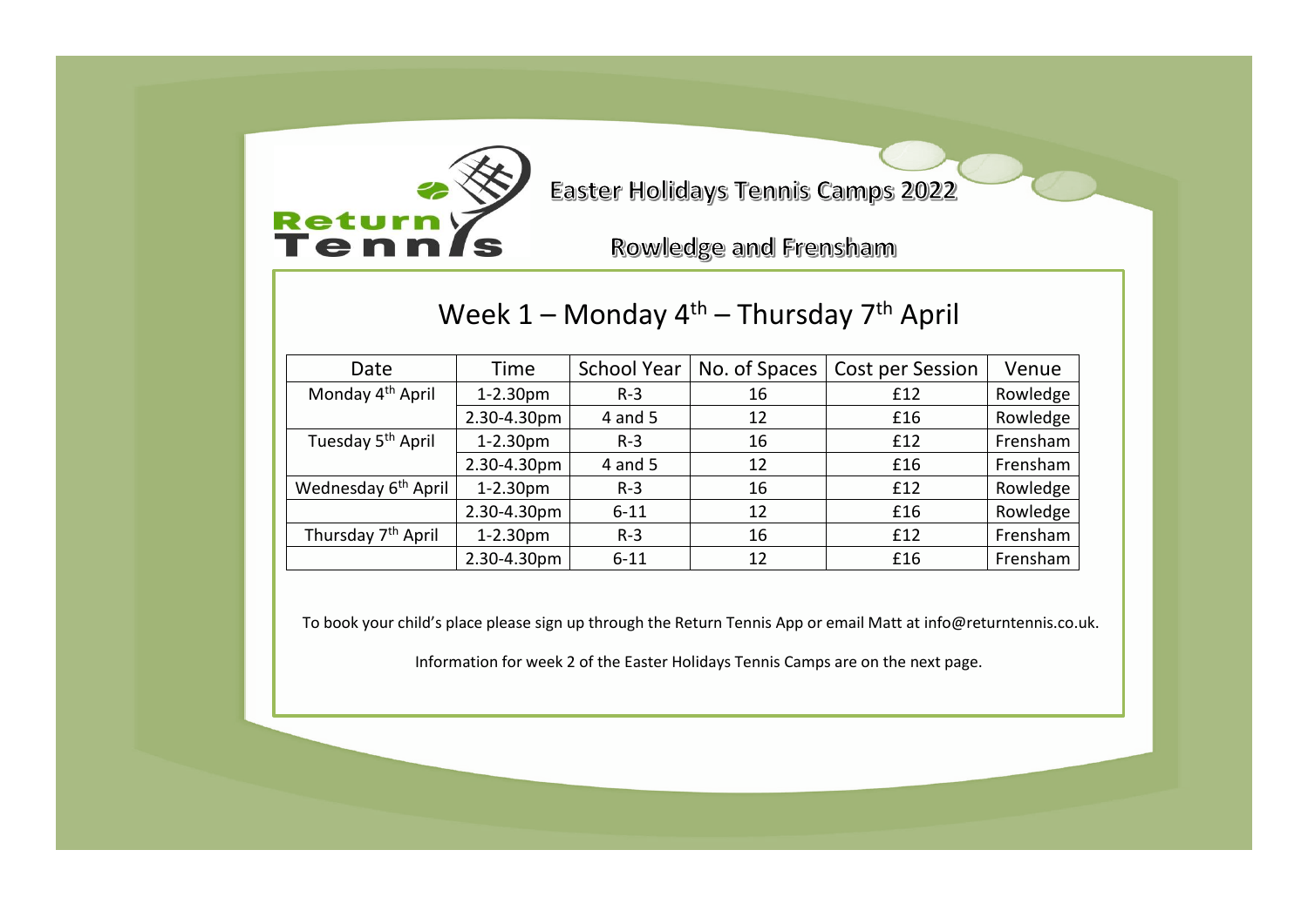Return Tennis

# Easter Holidays Tennis Camps 2022

## Rowledge and Frensham

### Week 1 – Monday 4th – Thursday 7th April

| Date | Time | School Year | No. of Spaces | Cost per Session | Venue |
|---|---|---|---|---|---|
| Monday 4th April | 1-2.30pm | R-3 | 16 | £12 | Rowledge |
| | 2.30-4.30pm | 4 and 5 | 12 | £16 | Rowledge |
| Tuesday 5th April | 1-2.30pm | R-3 | 16 | £12 | Frensham |
| | 2.30-4.30pm | 4 and 5 | 12 | £16 | Frensham |
| Wednesday 6th April | 1-2.30pm | R-3 | 16 | £12 | Rowledge |
| | 2.30-4.30pm | 6-11 | 12 | £16 | Rowledge |
| Thursday 7th April | 1-2.30pm | R-3 | 16 | £12 | Frensham |
| | 2.30-4.30pm | 6-11 | 12 | £16 | Frensham |

To book your child's place please sign up through the Return Tennis App or email Matt at info@returntennis.co.uk.

Information for week 2 of the Easter Holidays Tennis Camps are on the next page.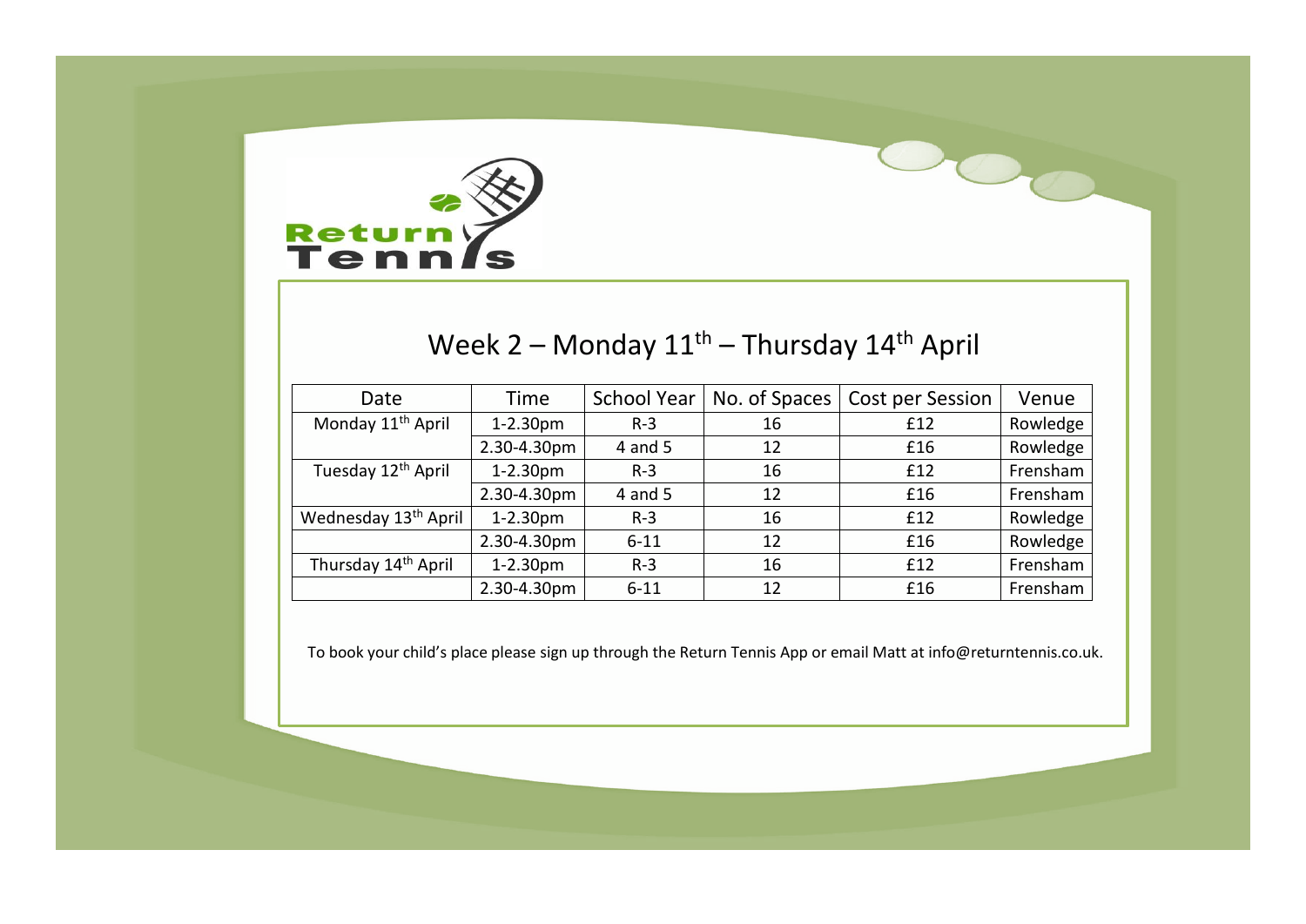Return Tennis

# Week 2 – Monday 11th – Thursday 14th April

| Date | Time | School Year | No. of Spaces | Cost per Session | Venue |
|---|---|---|---|---|---|
| Monday 11th April | 1-2.30pm | R-3 | 16 | £12 | Rowledge |
| | 2.30-4.30pm | 4 and 5 | 12 | £16 | Rowledge |
| Tuesday 12th April | 1-2.30pm | R-3 | 16 | £12 | Frensham |
| | 2.30-4.30pm | 4 and 5 | 12 | £16 | Frensham |
| Wednesday 13th April | 1-2.30pm | R-3 | 16 | £12 | Rowledge |
| | 2.30-4.30pm | 6-11 | 12 | £16 | Rowledge |
| Thursday 14th April | 1-2.30pm | R-3 | 16 | £12 | Frensham |
| | 2.30-4.30pm | 6-11 | 12 | £16 | Frensham |

To book your child's place please sign up through the Return Tennis App or email Matt at info@returntennis.co.uk.